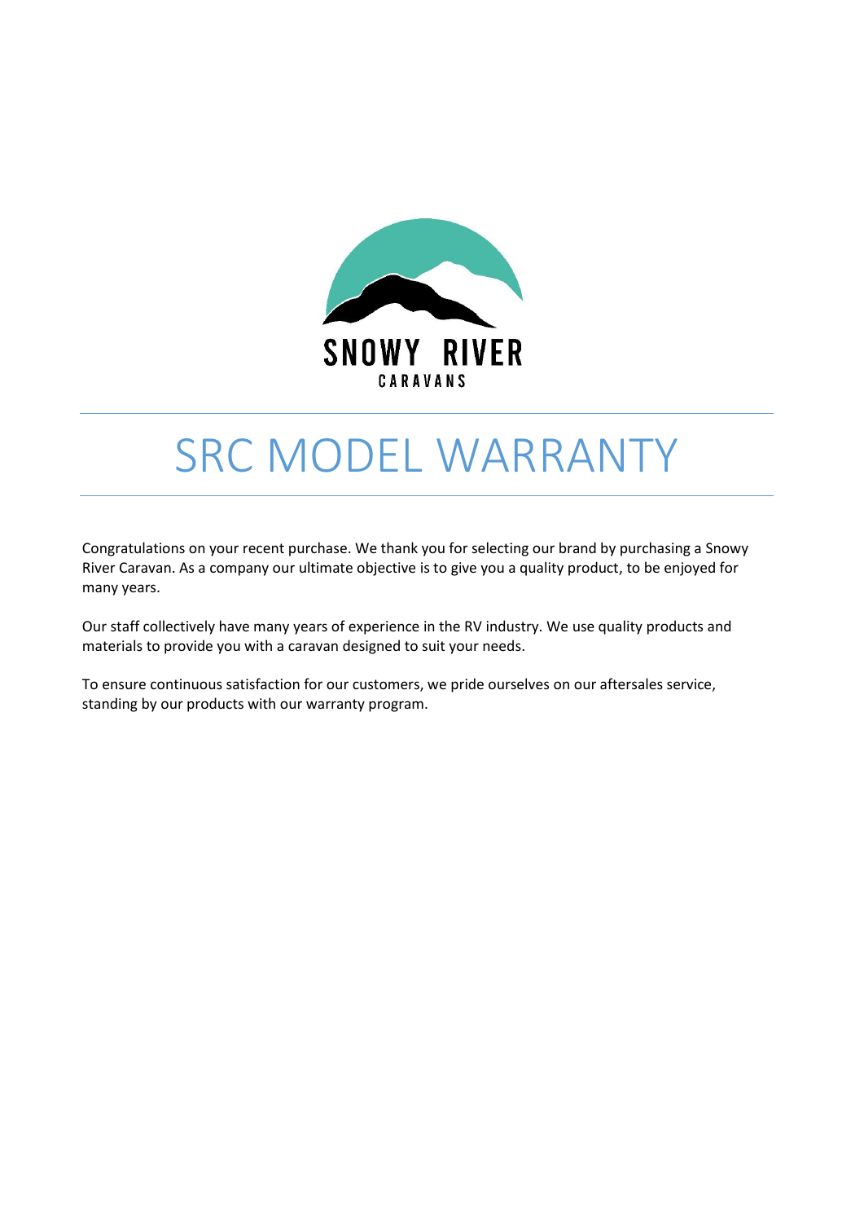SNOWY RIVER

CARAVANS

# SRC MODEL WARRANTY

Congratulations on your recent purchase. We thank you for selecting our brand by purchasing a Snowy River Caravan. As a company our ultimate objective is to give you a quality product, to be enjoyed for many years.

Our staff collectively have many years of experience in the RV industry. We use quality products and materials to provide you with a caravan designed to suit your needs.

To ensure continuous satisfaction for our customers, we pride ourselves on our aftersales service, standing by our products with our warranty program.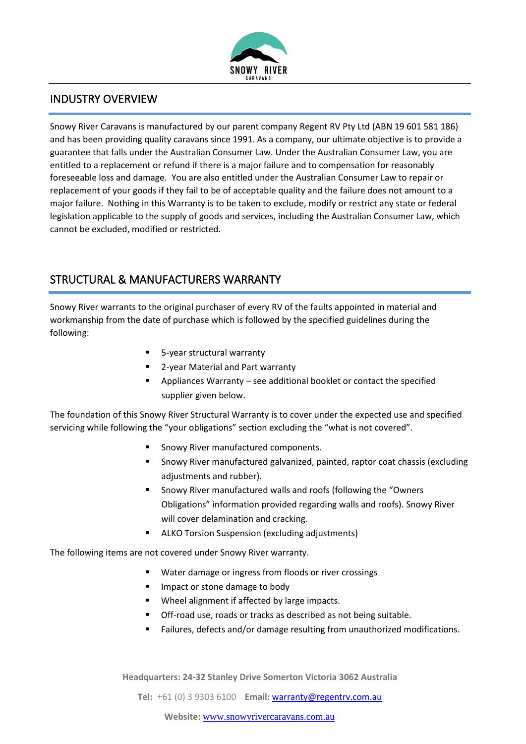## INDUSTRY OVERVIEW

Snowy River Caravans is manufactured by our parent company Regent RV Pty Ltd (ABN 19 601 581 186) and has been providing quality caravans since 1991. As a company, our ultimate objective is to provide a guarantee that falls under the Australian Consumer Law. Under the Australian Consumer Law, you are entitled to a replacement or refund if there is a major failure and to compensation for reasonably foreseeable loss and damage. You are also entitled under the Australian Consumer Law to repair or replacement of your goods if they fail to be of acceptable quality and the failure does not amount to a major failure. Nothing in this Warranty is to be taken to exclude, modify or restrict any state or federal legislation applicable to the supply of goods and services, including the Australian Consumer Law, which cannot be excluded, modified or restricted.

## STRUCTURAL & MANUFACTURERS WARRANTY

Snowy River warrants to the original purchaser of every RV of the faults appointed in material and workmanship from the date of purchase which is followed by the specified guidelines during the following:

- 5-year structural warranty
- 2-year Material and Part warranty
- Appliances Warranty – see additional booklet or contact the specified supplier given below.

The foundation of this Snowy River Structural Warranty is to cover under the expected use and specified servicing while following the "your obligations" section excluding the "what is not covered".

- Snowy River manufactured components.
- Snowy River manufactured galvanized, painted, raptor coat chassis (excluding adjustments and rubber).
- Snowy River manufactured walls and roofs (following the "Owners Obligations" information provided regarding walls and roofs). Snowy River will cover delamination and cracking.
- ALKO Torsion Suspension (excluding adjustments)

The following items are not covered under Snowy River warranty.

- Water damage or ingress from floods or river crossings
- Impact or stone damage to body
- Wheel alignment if affected by large impacts.
- Off-road use, roads or tracks as described as not being suitable.
- Failures, defects and/or damage resulting from unauthorized modifications.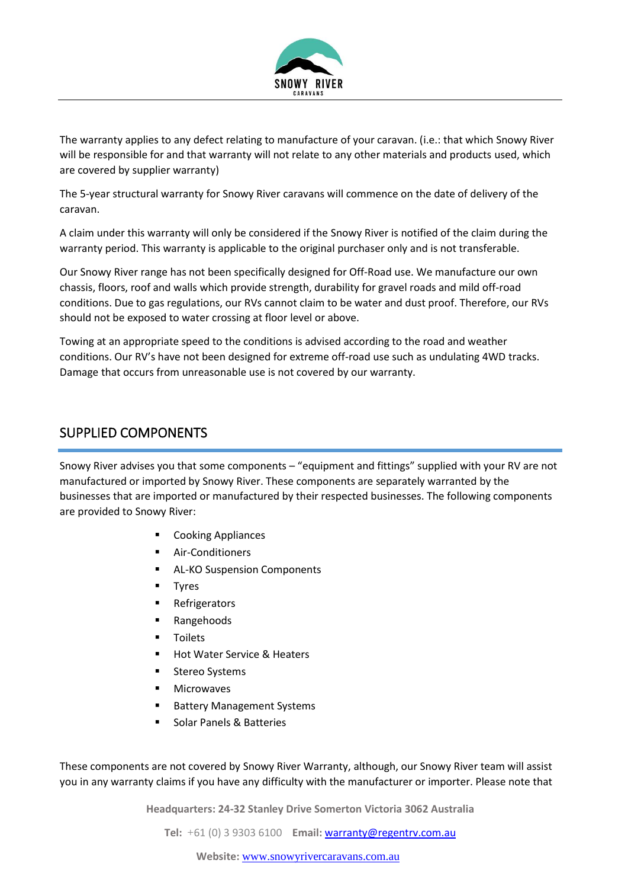The warranty applies to any defect relating to manufacture of your caravan. (i.e.: that which Snowy River will be responsible for and that warranty will not relate to any other materials and products used, which are covered by supplier warranty)

The 5-year structural warranty for Snowy River caravans will commence on the date of delivery of the caravan.

A claim under this warranty will only be considered if the Snowy River is notified of the claim during the warranty period. This warranty is applicable to the original purchaser only and is not transferable.

Our Snowy River range has not been specifically designed for Off-Road use. We manufacture our own chassis, floors, roof and walls which provide strength, durability for gravel roads and mild off-road conditions. Due to gas regulations, our RVs cannot claim to be water and dust proof. Therefore, our RVs should not be exposed to water crossing at floor level or above.

Towing at an appropriate speed to the conditions is advised according to the road and weather conditions. Our RV's have not been designed for extreme off-road use such as undulating 4WD tracks. Damage that occurs from unreasonable use is not covered by our warranty.

## SUPPLIED COMPONENTS

Snowy River advises you that some components – "equipment and fittings" supplied with your RV are not manufactured or imported by Snowy River. These components are separately warranted by the businesses that are imported or manufactured by their respected businesses. The following components are provided to Snowy River:

- Cooking Appliances
- Air-Conditioners
- AL-KO Suspension Components
- Tyres
- Refrigerators
- Rangehoods
- Toilets
- Hot Water Service & Heaters
- Stereo Systems
- Microwaves
- Battery Management Systems
- Solar Panels & Batteries

These components are not covered by Snowy River Warranty, although, our Snowy River team will assist you in any warranty claims if you have any difficulty with the manufacturer or importer. Please note that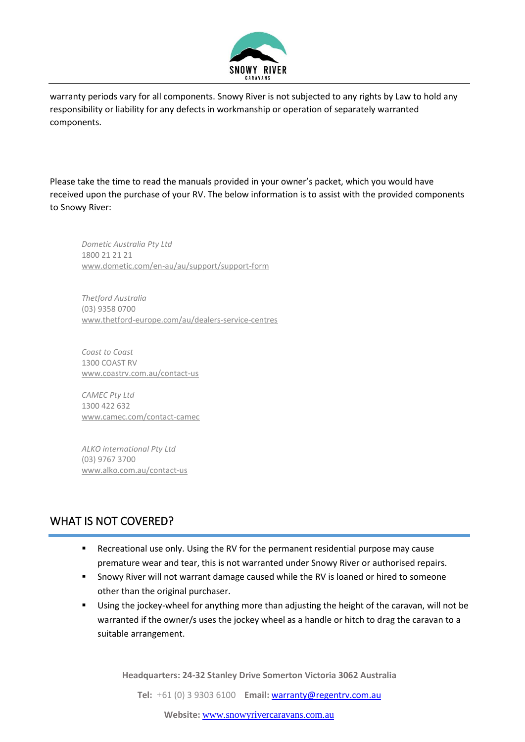warranty periods vary for all components. Snowy River is not subjected to any rights by Law to hold any responsibility or liability for any defects in workmanship or operation of separately warranted components.

Please take the time to read the manuals provided in your owner's packet, which you would have received upon the purchase of your RV. The below information is to assist with the provided components to Snowy River:

*Dometic Australia Pty Ltd*
1800 21 21 21
www.dometic.com/en-au/au/support/support-form

*Thetford Australia*
(03) 9358 0700
www.thetford-europe.com/au/dealers-service-centres

*Coast to Coast*
1300 COAST RV
www.coastrv.com.au/contact-us

*CAMEC Pty Ltd*
1300 422 632
www.camec.com/contact-camec

*ALKO international Pty Ltd*
(03) 9767 3700
www.alko.com.au/contact-us

## WHAT IS NOT COVERED?

- Recreational use only. Using the RV for the permanent residential purpose may cause premature wear and tear, this is not warranted under Snowy River or authorised repairs.
- Snowy River will not warrant damage caused while the RV is loaned or hired to someone other than the original purchaser.
- Using the jockey-wheel for anything more than adjusting the height of the caravan, will not be warranted if the owner/s uses the jockey wheel as a handle or hitch to drag the caravan to a suitable arrangement.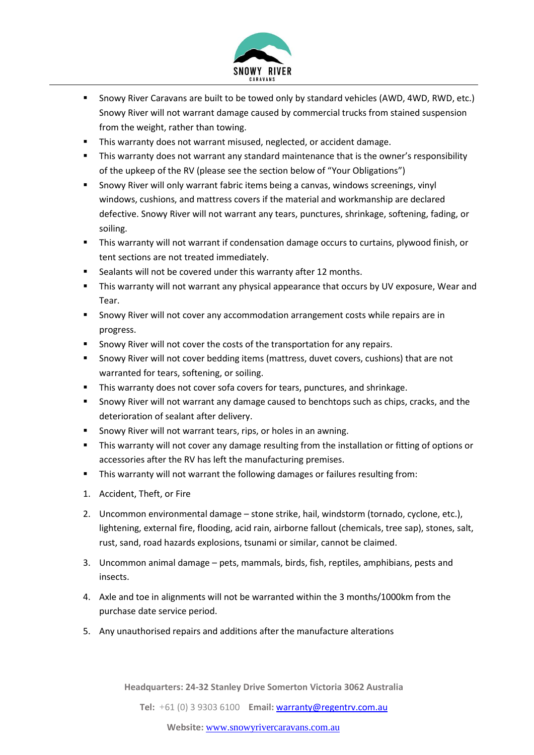- Snowy River Caravans are built to be towed only by standard vehicles (AWD, 4WD, RWD, etc.) Snowy River will not warrant damage caused by commercial trucks from stained suspension from the weight, rather than towing.
- This warranty does not warrant misused, neglected, or accident damage.
- This warranty does not warrant any standard maintenance that is the owner's responsibility of the upkeep of the RV (please see the section below of "Your Obligations")
- Snowy River will only warrant fabric items being a canvas, windows screenings, vinyl windows, cushions, and mattress covers if the material and workmanship are declared defective. Snowy River will not warrant any tears, punctures, shrinkage, softening, fading, or soiling.
- This warranty will not warrant if condensation damage occurs to curtains, plywood finish, or tent sections are not treated immediately.
- Sealants will not be covered under this warranty after 12 months.
- This warranty will not warrant any physical appearance that occurs by UV exposure, Wear and Tear.
- Snowy River will not cover any accommodation arrangement costs while repairs are in progress.
- Snowy River will not cover the costs of the transportation for any repairs.
- Snowy River will not cover bedding items (mattress, duvet covers, cushions) that are not warranted for tears, softening, or soiling.
- This warranty does not cover sofa covers for tears, punctures, and shrinkage.
- Snowy River will not warrant any damage caused to benchtops such as chips, cracks, and the deterioration of sealant after delivery.
- Snowy River will not warrant tears, rips, or holes in an awning.
- This warranty will not cover any damage resulting from the installation or fitting of options or accessories after the RV has left the manufacturing premises.
- This warranty will not warrant the following damages or failures resulting from:

1. Accident, Theft, or Fire
2. Uncommon environmental damage – stone strike, hail, windstorm (tornado, cyclone, etc.), lightening, external fire, flooding, acid rain, airborne fallout (chemicals, tree sap), stones, salt, rust, sand, road hazards explosions, tsunami or similar, cannot be claimed.
3. Uncommon animal damage – pets, mammals, birds, fish, reptiles, amphibians, pests and insects.
4. Axle and toe in alignments will not be warranted within the 3 months/1000km from the purchase date service period.
5. Any unauthorised repairs and additions after the manufacture alterations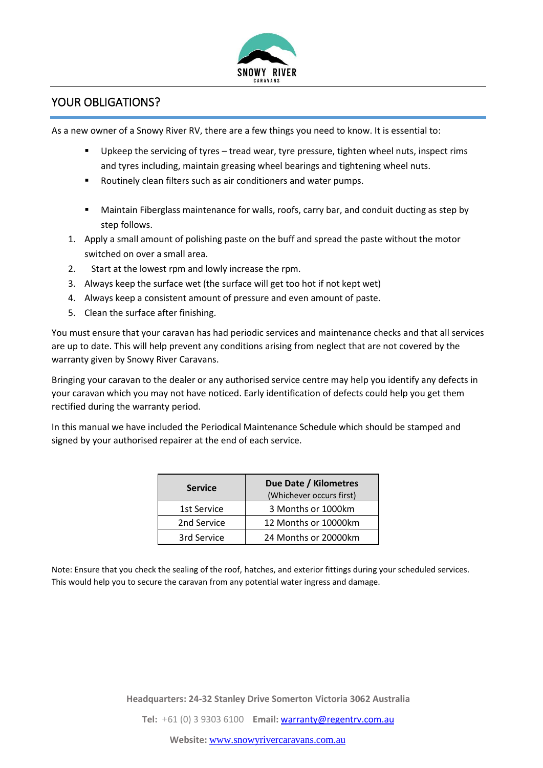## YOUR OBLIGATIONS?

As a new owner of a Snowy River RV, there are a few things you need to know. It is essential to:

- Upkeep the servicing of tyres – tread wear, tyre pressure, tighten wheel nuts, inspect rims and tyres including, maintain greasing wheel bearings and tightening wheel nuts.
- Routinely clean filters such as air conditioners and water pumps.
- Maintain Fiberglass maintenance for walls, roofs, carry bar, and conduit ducting as step by step follows.

1. Apply a small amount of polishing paste on the buff and spread the paste without the motor switched on over a small area.
2. Start at the lowest rpm and lowly increase the rpm.
3. Always keep the surface wet (the surface will get too hot if not kept wet)
4. Always keep a consistent amount of pressure and even amount of paste.
5. Clean the surface after finishing.

You must ensure that your caravan has had periodic services and maintenance checks and that all services are up to date. This will help prevent any conditions arising from neglect that are not covered by the warranty given by Snowy River Caravans.

Bringing your caravan to the dealer or any authorised service centre may help you identify any defects in your caravan which you may not have noticed. Early identification of defects could help you get them rectified during the warranty period.

In this manual we have included the Periodical Maintenance Schedule which should be stamped and signed by your authorised repairer at the end of each service.

| Service | Due Date / Kilometres (Whichever occurs first) |
|---|---|
| 1st Service | 3 Months or 1000km |
| 2nd Service | 12 Months or 10000km |
| 3rd Service | 24 Months or 20000km |

Note: Ensure that you check the sealing of the roof, hatches, and exterior fittings during your scheduled services. This would help you to secure the caravan from any potential water ingress and damage.

**Headquarters: 24-32 Stanley Drive Somerton Victoria 3062 Australia**

**Tel:** +61 (0) 3 9303 6100 **Email:** warranty@regentrv.com.au

**Website:** www.snowyrivercaravans.com.au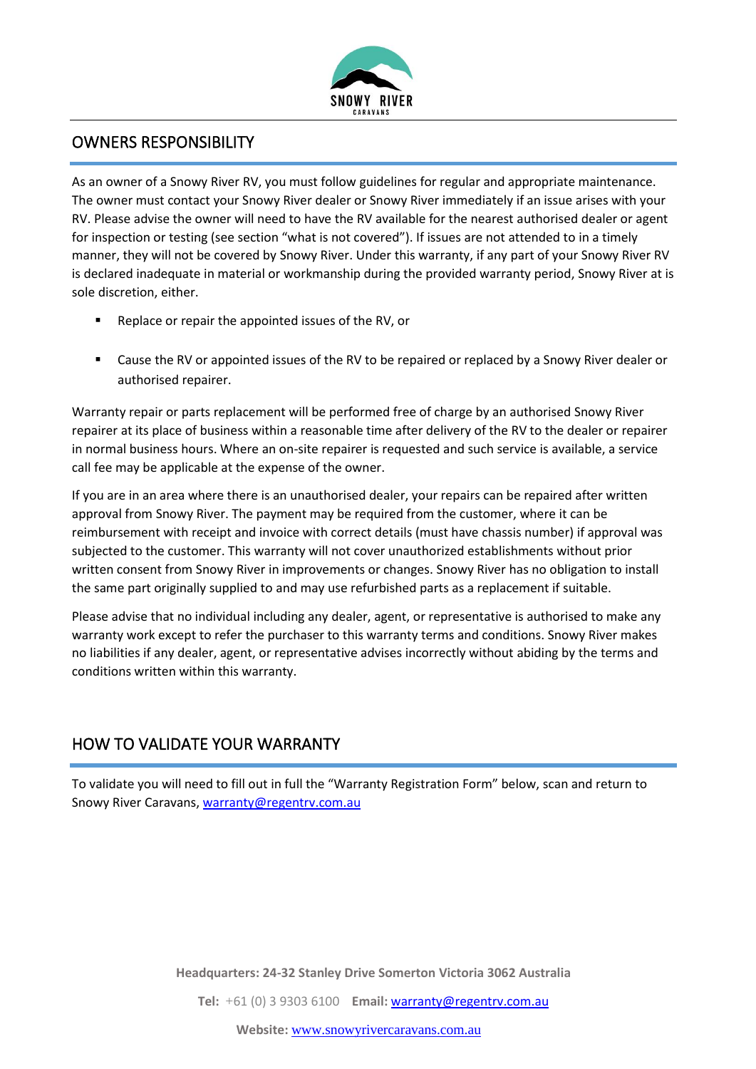## OWNERS RESPONSIBILITY

As an owner of a Snowy River RV, you must follow guidelines for regular and appropriate maintenance. The owner must contact your Snowy River dealer or Snowy River immediately if an issue arises with your RV. Please advise the owner will need to have the RV available for the nearest authorised dealer or agent for inspection or testing (see section "what is not covered"). If issues are not attended to in a timely manner, they will not be covered by Snowy River. Under this warranty, if any part of your Snowy River RV is declared inadequate in material or workmanship during the provided warranty period, Snowy River at is sole discretion, either.

- Replace or repair the appointed issues of the RV, or
- Cause the RV or appointed issues of the RV to be repaired or replaced by a Snowy River dealer or authorised repairer.

Warranty repair or parts replacement will be performed free of charge by an authorised Snowy River repairer at its place of business within a reasonable time after delivery of the RV to the dealer or repairer in normal business hours. Where an on-site repairer is requested and such service is available, a service call fee may be applicable at the expense of the owner.

If you are in an area where there is an unauthorised dealer, your repairs can be repaired after written approval from Snowy River. The payment may be required from the customer, where it can be reimbursement with receipt and invoice with correct details (must have chassis number) if approval was subjected to the customer. This warranty will not cover unauthorized establishments without prior written consent from Snowy River in improvements or changes. Snowy River has no obligation to install the same part originally supplied to and may use refurbished parts as a replacement if suitable.

Please advise that no individual including any dealer, agent, or representative is authorised to make any warranty work except to refer the purchaser to this warranty terms and conditions. Snowy River makes no liabilities if any dealer, agent, or representative advises incorrectly without abiding by the terms and conditions written within this warranty.

## HOW TO VALIDATE YOUR WARRANTY

To validate you will need to fill out in full the "Warranty Registration Form" below, scan and return to Snowy River Caravans, warranty@regentrv.com.au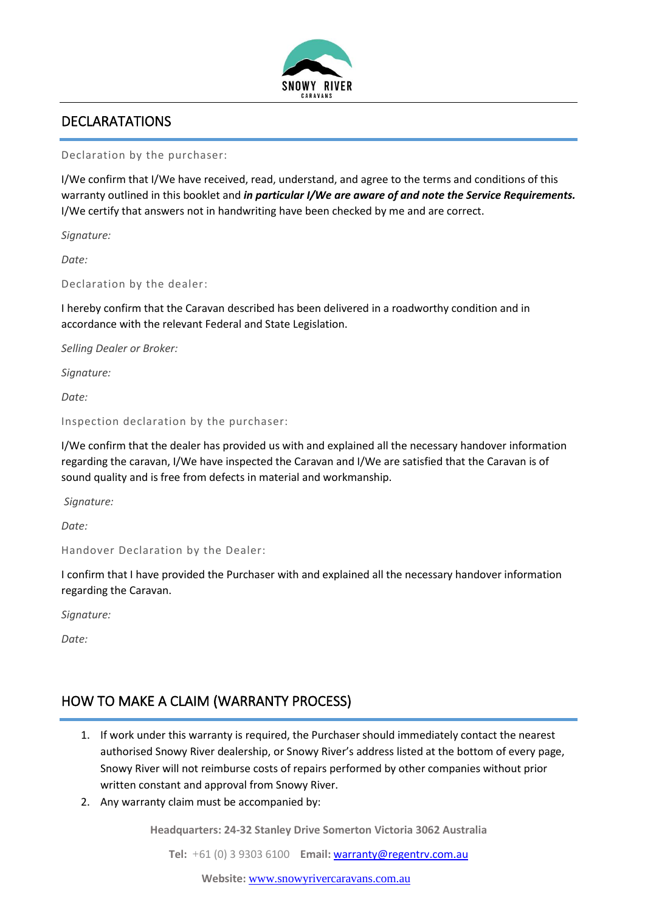## DECLARATATIONS

Declaration by the purchaser:

I/We confirm that I/We have received, read, understand, and agree to the terms and conditions of this warranty outlined in this booklet and ***in particular I/We are aware of and note the Service Requirements.*** I/We certify that answers not in handwriting have been checked by me and are correct.

*Signature:*

*Date:*

Declaration by the dealer:

I hereby confirm that the Caravan described has been delivered in a roadworthy condition and in accordance with the relevant Federal and State Legislation.

*Selling Dealer or Broker:*

*Signature:*

*Date:*

Inspection declaration by the purchaser:

I/We confirm that the dealer has provided us with and explained all the necessary handover information regarding the caravan, I/We have inspected the Caravan and I/We are satisfied that the Caravan is of sound quality and is free from defects in material and workmanship.

*Signature:*

*Date:*

Handover Declaration by the Dealer:

I confirm that I have provided the Purchaser with and explained all the necessary handover information regarding the Caravan.

*Signature:*

*Date:*

## HOW TO MAKE A CLAIM (WARRANTY PROCESS)

1. If work under this warranty is required, the Purchaser should immediately contact the nearest authorised Snowy River dealership, or Snowy River's address listed at the bottom of every page, Snowy River will not reimburse costs of repairs performed by other companies without prior written constant and approval from Snowy River.
2. Any warranty claim must be accompanied by: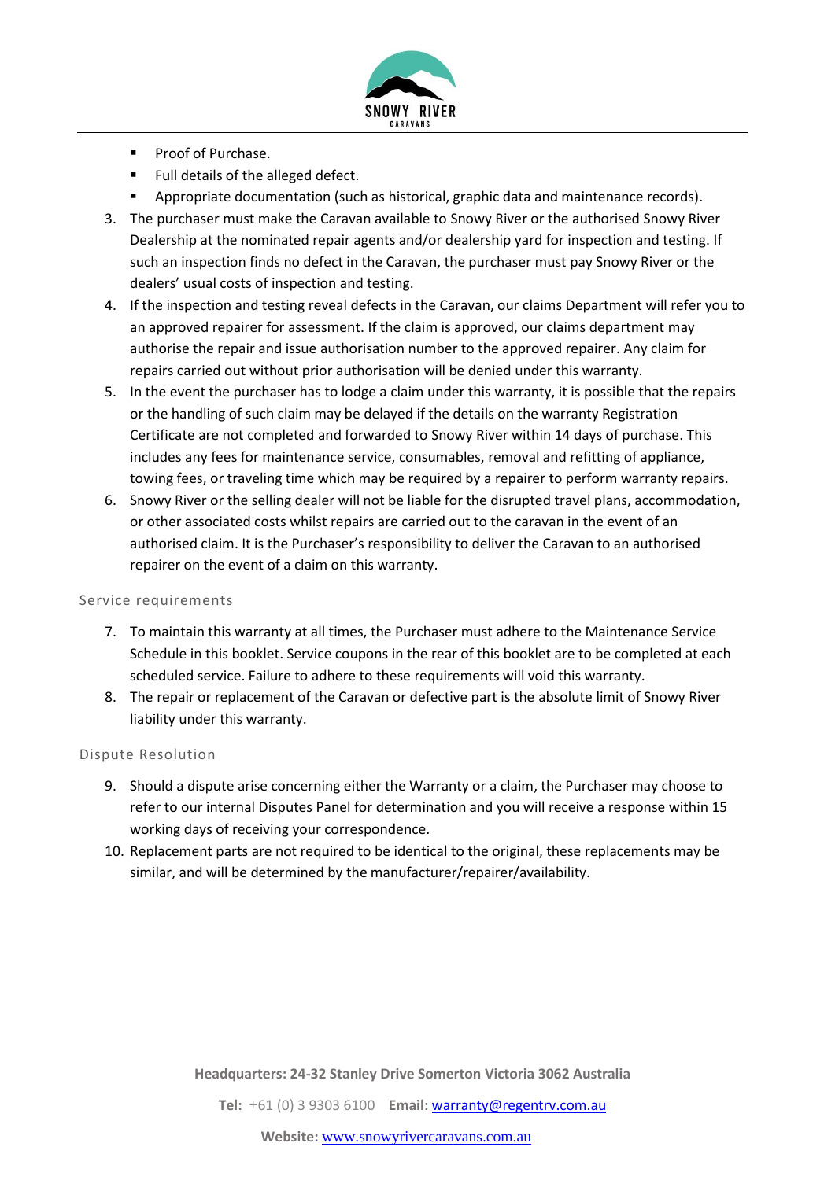- Proof of Purchase.
- Full details of the alleged defect.
- Appropriate documentation (such as historical, graphic data and maintenance records).

3. The purchaser must make the Caravan available to Snowy River or the authorised Snowy River Dealership at the nominated repair agents and/or dealership yard for inspection and testing. If such an inspection finds no defect in the Caravan, the purchaser must pay Snowy River or the dealers' usual costs of inspection and testing.
4. If the inspection and testing reveal defects in the Caravan, our claims Department will refer you to an approved repairer for assessment. If the claim is approved, our claims department may authorise the repair and issue authorisation number to the approved repairer. Any claim for repairs carried out without prior authorisation will be denied under this warranty.
5. In the event the purchaser has to lodge a claim under this warranty, it is possible that the repairs or the handling of such claim may be delayed if the details on the warranty Registration Certificate are not completed and forwarded to Snowy River within 14 days of purchase. This includes any fees for maintenance service, consumables, removal and refitting of appliance, towing fees, or traveling time which may be required by a repairer to perform warranty repairs.
6. Snowy River or the selling dealer will not be liable for the disrupted travel plans, accommodation, or other associated costs whilst repairs are carried out to the caravan in the event of an authorised claim. It is the Purchaser's responsibility to deliver the Caravan to an authorised repairer on the event of a claim on this warranty.

## Service requirements

7. To maintain this warranty at all times, the Purchaser must adhere to the Maintenance Service Schedule in this booklet. Service coupons in the rear of this booklet are to be completed at each scheduled service. Failure to adhere to these requirements will void this warranty.
8. The repair or replacement of the Caravan or defective part is the absolute limit of Snowy River liability under this warranty.

## Dispute Resolution

9. Should a dispute arise concerning either the Warranty or a claim, the Purchaser may choose to refer to our internal Disputes Panel for determination and you will receive a response within 15 working days of receiving your correspondence.
10. Replacement parts are not required to be identical to the original, these replacements may be similar, and will be determined by the manufacturer/repairer/availability.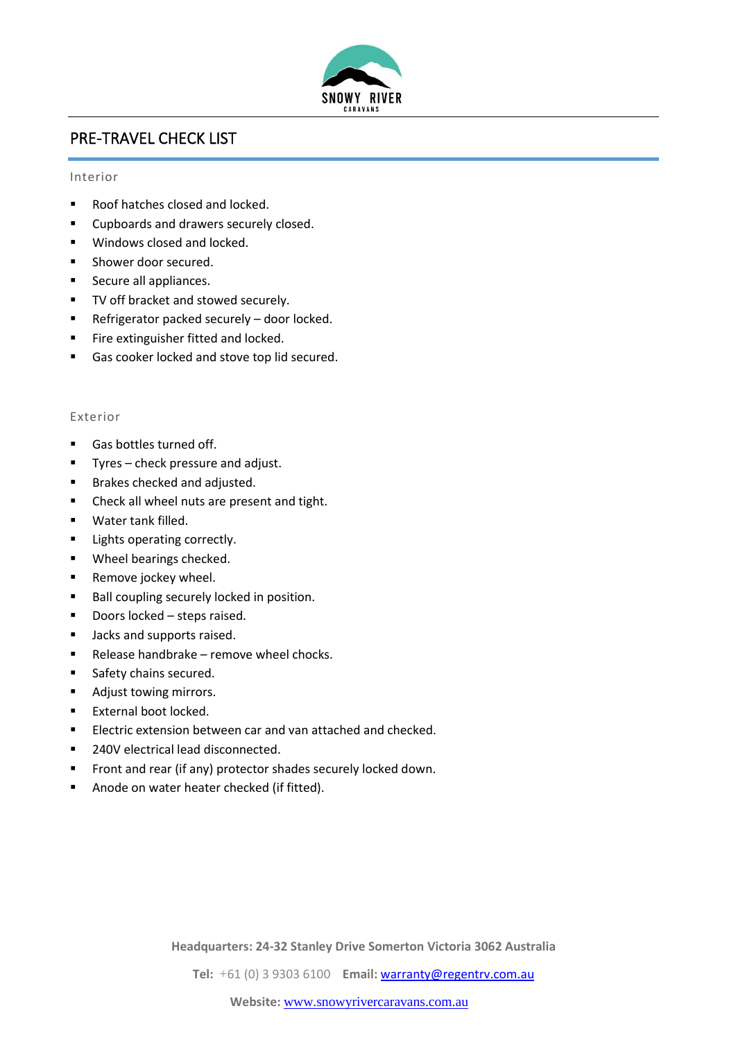# PRE-TRAVEL CHECK LIST

## Interior

- Roof hatches closed and locked.
- Cupboards and drawers securely closed.
- Windows closed and locked.
- Shower door secured.
- Secure all appliances.
- TV off bracket and stowed securely.
- Refrigerator packed securely – door locked.
- Fire extinguisher fitted and locked.
- Gas cooker locked and stove top lid secured.

## Exterior

- Gas bottles turned off.
- Tyres – check pressure and adjust.
- Brakes checked and adjusted.
- Check all wheel nuts are present and tight.
- Water tank filled.
- Lights operating correctly.
- Wheel bearings checked.
- Remove jockey wheel.
- Ball coupling securely locked in position.
- Doors locked – steps raised.
- Jacks and supports raised.
- Release handbrake – remove wheel chocks.
- Safety chains secured.
- Adjust towing mirrors.
- External boot locked.
- Electric extension between car and van attached and checked.
- 240V electrical lead disconnected.
- Front and rear (if any) protector shades securely locked down.
- Anode on water heater checked (if fitted).

**Headquarters: 24-32 Stanley Drive Somerton Victoria 3062 Australia**

**Tel:** +61 (0) 3 9303 6100 **Email:** warranty@regentrv.com.au

**Website:** www.snowyrivercaravans.com.au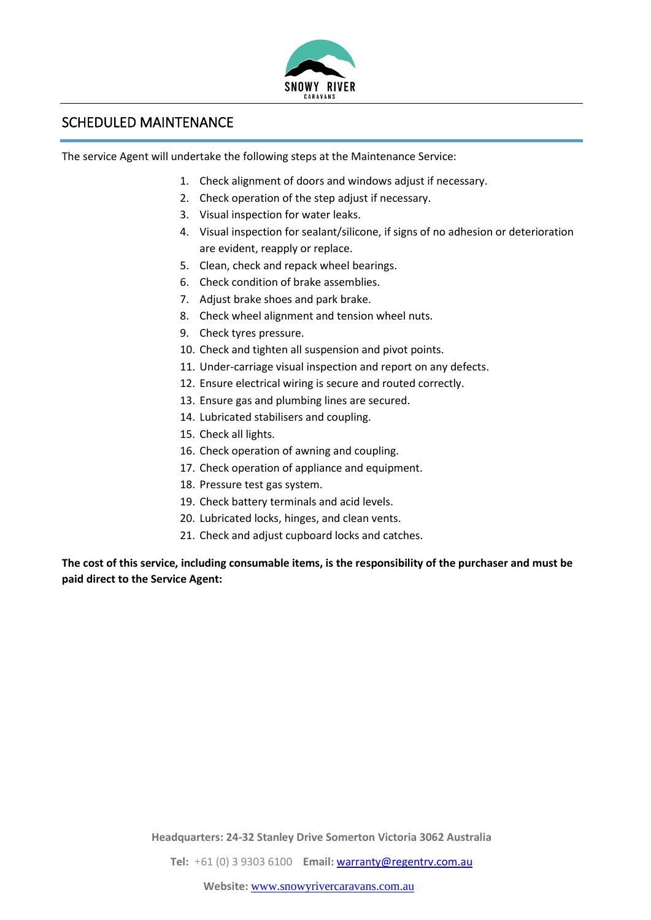# SCHEDULED MAINTENANCE

The service Agent will undertake the following steps at the Maintenance Service:

1. Check alignment of doors and windows adjust if necessary.
2. Check operation of the step adjust if necessary.
3. Visual inspection for water leaks.
4. Visual inspection for sealant/silicone, if signs of no adhesion or deterioration are evident, reapply or replace.
5. Clean, check and repack wheel bearings.
6. Check condition of brake assemblies.
7. Adjust brake shoes and park brake.
8. Check wheel alignment and tension wheel nuts.
9. Check tyres pressure.
10. Check and tighten all suspension and pivot points.
11. Under-carriage visual inspection and report on any defects.
12. Ensure electrical wiring is secure and routed correctly.
13. Ensure gas and plumbing lines are secured.
14. Lubricated stabilisers and coupling.
15. Check all lights.
16. Check operation of awning and coupling.
17. Check operation of appliance and equipment.
18. Pressure test gas system.
19. Check battery terminals and acid levels.
20. Lubricated locks, hinges, and clean vents.
21. Check and adjust cupboard locks and catches.

**The cost of this service, including consumable items, is the responsibility of the purchaser and must be paid direct to the Service Agent:**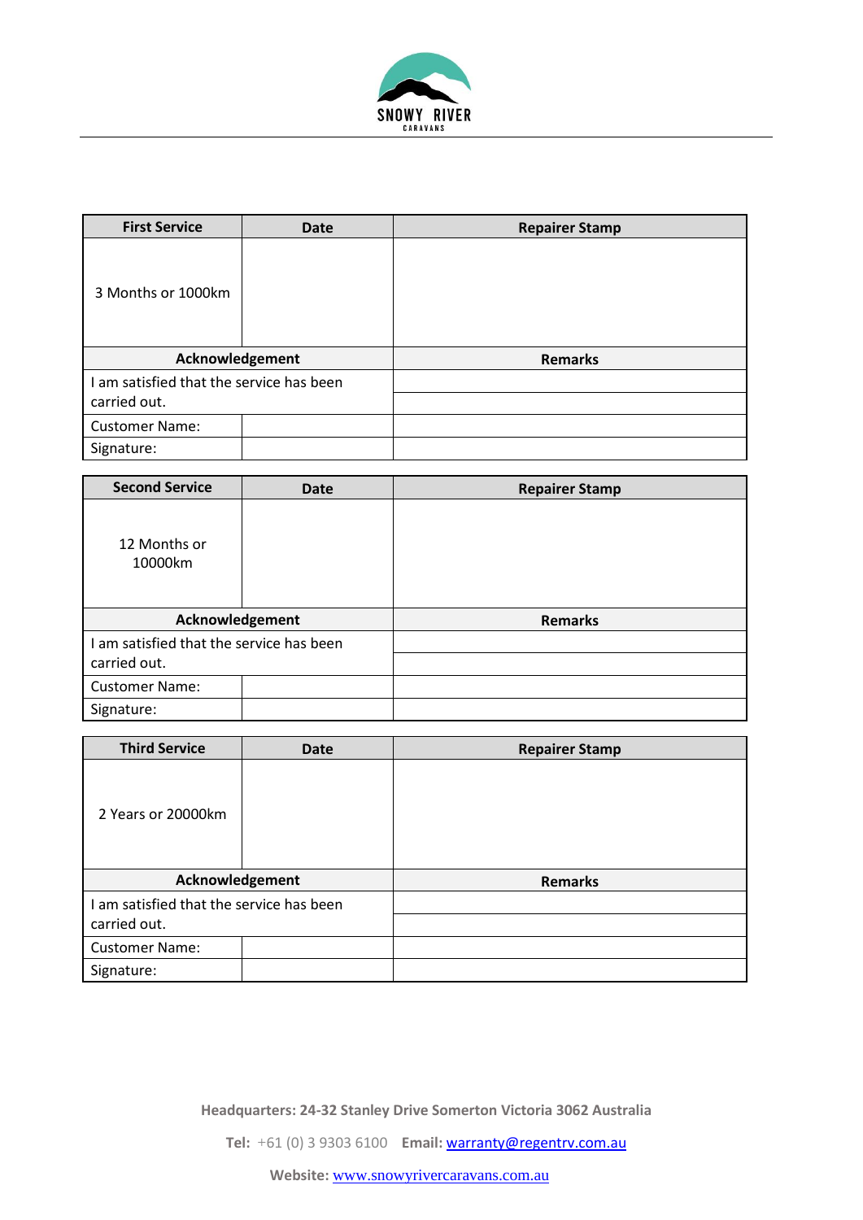| First Service | Date | Repairer Stamp |
| --- | --- | --- |
| 3 Months or 1000km | | |
| **Acknowledgement** | | **Remarks** |
| I am satisfied that the service has been carried out. | | |
| Customer Name: | | |
| Signature: | | |

| Second Service | Date | Repairer Stamp |
| --- | --- | --- |
| 12 Months or 10000km | | |
| **Acknowledgement** | | **Remarks** |
| I am satisfied that the service has been carried out. | | |
| Customer Name: | | |
| Signature: | | |

| Third Service | Date | Repairer Stamp |
| --- | --- | --- |
| 2 Years or 20000km | | |
| **Acknowledgement** | | **Remarks** |
| I am satisfied that the service has been carried out. | | |
| Customer Name: | | |
| Signature: | | |

**Headquarters: 24-32 Stanley Drive Somerton Victoria 3062 Australia**

**Tel:** +61 (0) 3 9303 6100 **Email:** warranty@regentrv.com.au

**Website:** www.snowyrivercaravans.com.au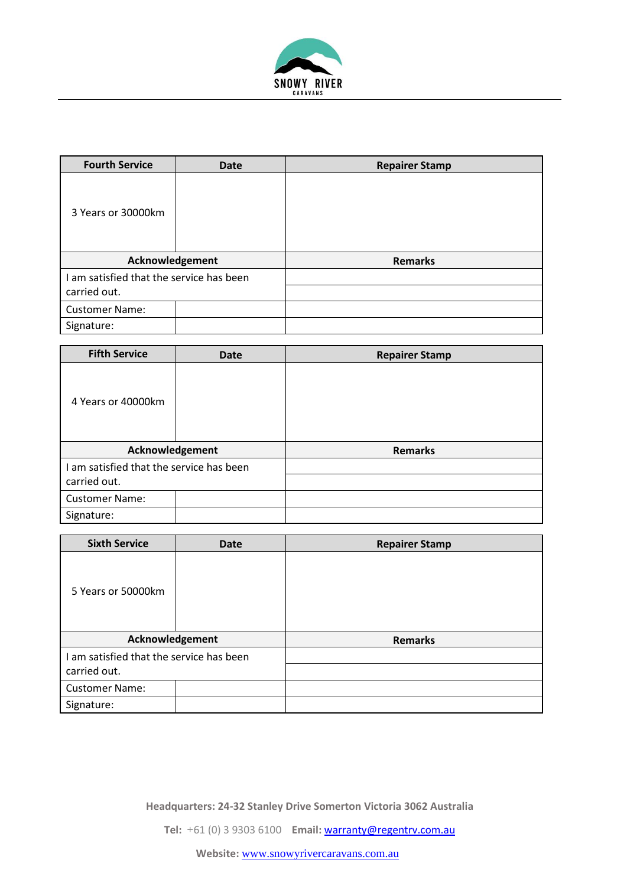| Fourth Service | Date | Repairer Stamp |
|---|---|---|
| 3 Years or 30000km | | |
| **Acknowledgement** | | **Remarks** |
| I am satisfied that the service has been carried out. | | |
| Customer Name: | | |
| Signature: | | |

| Fifth Service | Date | Repairer Stamp |
|---|---|---|
| 4 Years or 40000km | | |
| **Acknowledgement** | | **Remarks** |
| I am satisfied that the service has been carried out. | | |
| Customer Name: | | |
| Signature: | | |

| Sixth Service | Date | Repairer Stamp |
|---|---|---|
| 5 Years or 50000km | | |
| **Acknowledgement** | | **Remarks** |
| I am satisfied that the service has been carried out. | | |
| Customer Name: | | |
| Signature: | | |

**Headquarters: 24-32 Stanley Drive Somerton Victoria 3062 Australia**

**Tel:** +61 (0) 3 9303 6100 **Email:** warranty@regentrv.com.au

**Website:** www.snowyrivercaravans.com.au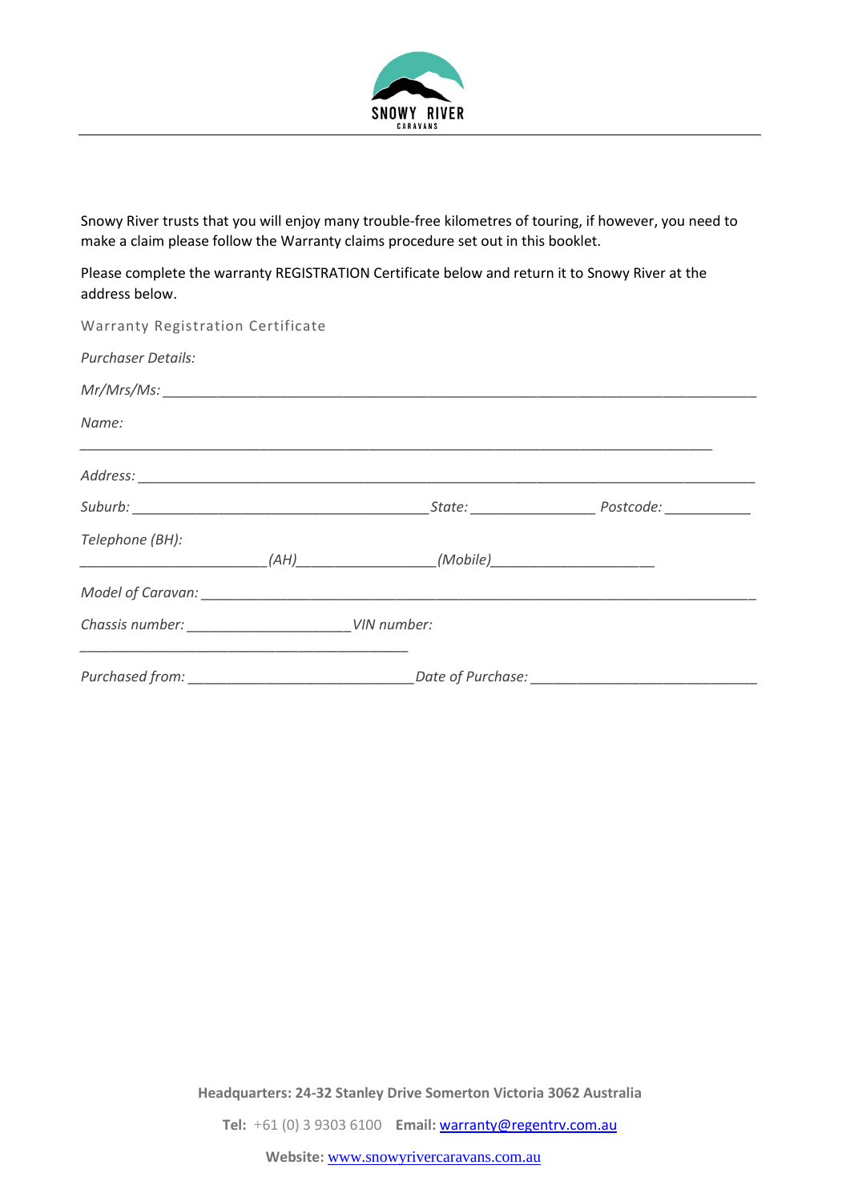SNOWY RIVER
CARAVANS

Snowy River trusts that you will enjoy many trouble-free kilometres of touring, if however, you need to make a claim please follow the Warranty claims procedure set out in this booklet.

Please complete the warranty REGISTRATION Certificate below and return it to Snowy River at the address below.

Warranty Registration Certificate

*Purchaser Details:*

*Mr/Mrs/Ms:* ________________________________________________________________________________

*Name:*

________________________________________________________________________________

*Address:* ________________________________________________________________________________

*Suburb:* ________________________________________ *State:* ________________ *Postcode:* ___________

*Telephone (BH):* ________________________ *(AH)* __________________ *(Mobile)* _____________________

*Model of Caravan:* ________________________________________________________________________

*Chassis number:* _____________________ *VIN number:* ___________________________________________

*Purchased from:* _____________________________ *Date of Purchase:* _____________________________

**Headquarters: 24-32 Stanley Drive Somerton Victoria 3062 Australia**

**Tel:** +61 (0) 3 9303 6100 **Email:** warranty@regentrv.com.au

**Website:** www.snowyrivercaravans.com.au